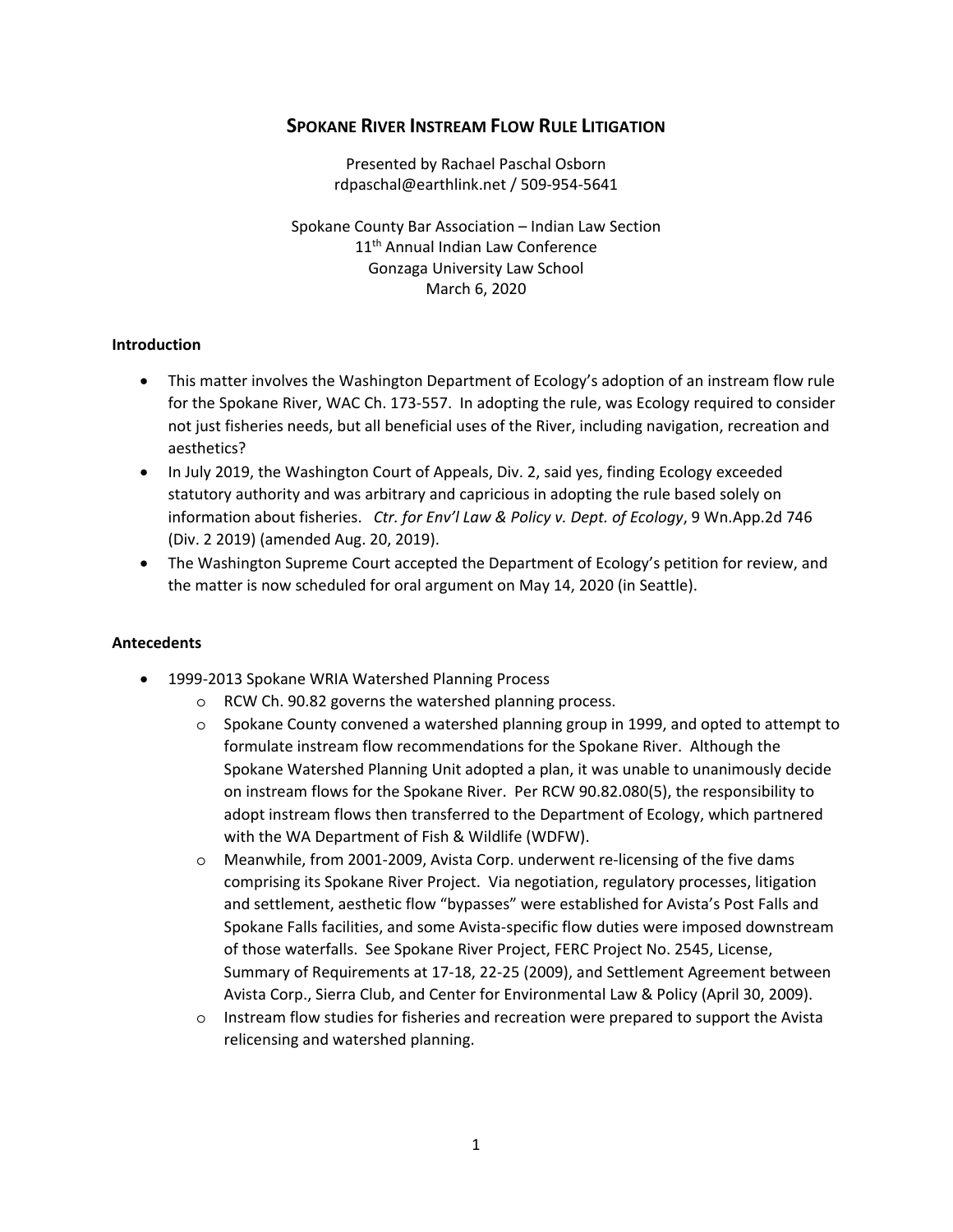# Spokane River Instream Flow Rule Litigation

Presented by Rachael Paschal Osborn
rdpaschal@earthlink.net / 509-954-5641

Spokane County Bar Association – Indian Law Section
11th Annual Indian Law Conference
Gonzaga University Law School
March 6, 2020

**Introduction**

- This matter involves the Washington Department of Ecology's adoption of an instream flow rule for the Spokane River, WAC Ch. 173-557. In adopting the rule, was Ecology required to consider not just fisheries needs, but all beneficial uses of the River, including navigation, recreation and aesthetics?
- In July 2019, the Washington Court of Appeals, Div. 2, said yes, finding Ecology exceeded statutory authority and was arbitrary and capricious in adopting the rule based solely on information about fisheries. *Ctr. for Env'l Law & Policy v. Dept. of Ecology*, 9 Wn.App.2d 746 (Div. 2 2019) (amended Aug. 20, 2019).
- The Washington Supreme Court accepted the Department of Ecology's petition for review, and the matter is now scheduled for oral argument on May 14, 2020 (in Seattle).

**Antecedents**

- 1999-2013 Spokane WRIA Watershed Planning Process
  - RCW Ch. 90.82 governs the watershed planning process.
  - Spokane County convened a watershed planning group in 1999, and opted to attempt to formulate instream flow recommendations for the Spokane River. Although the Spokane Watershed Planning Unit adopted a plan, it was unable to unanimously decide on instream flows for the Spokane River. Per RCW 90.82.080(5), the responsibility to adopt instream flows then transferred to the Department of Ecology, which partnered with the WA Department of Fish & Wildlife (WDFW).
  - Meanwhile, from 2001-2009, Avista Corp. underwent re-licensing of the five dams comprising its Spokane River Project. Via negotiation, regulatory processes, litigation and settlement, aesthetic flow "bypasses" were established for Avista's Post Falls and Spokane Falls facilities, and some Avista-specific flow duties were imposed downstream of those waterfalls. See Spokane River Project, FERC Project No. 2545, License, Summary of Requirements at 17-18, 22-25 (2009), and Settlement Agreement between Avista Corp., Sierra Club, and Center for Environmental Law & Policy (April 30, 2009).
  - Instream flow studies for fisheries and recreation were prepared to support the Avista relicensing and watershed planning.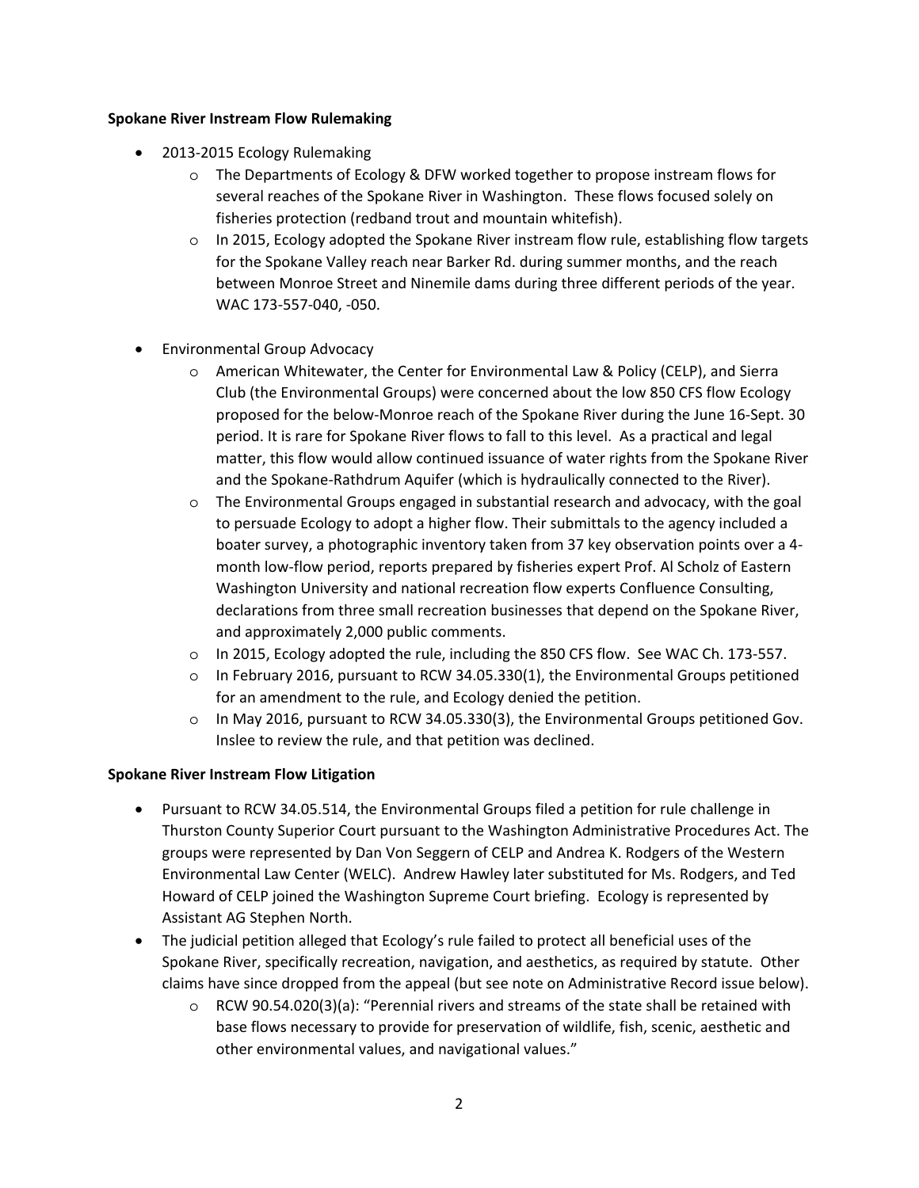**Spokane River Instream Flow Rulemaking**

- 2013-2015 Ecology Rulemaking
    - The Departments of Ecology & DFW worked together to propose instream flows for several reaches of the Spokane River in Washington. These flows focused solely on fisheries protection (redband trout and mountain whitefish).
    - In 2015, Ecology adopted the Spokane River instream flow rule, establishing flow targets for the Spokane Valley reach near Barker Rd. during summer months, and the reach between Monroe Street and Ninemile dams during three different periods of the year. WAC 173-557-040, -050.
- Environmental Group Advocacy
    - American Whitewater, the Center for Environmental Law & Policy (CELP), and Sierra Club (the Environmental Groups) were concerned about the low 850 CFS flow Ecology proposed for the below-Monroe reach of the Spokane River during the June 16-Sept. 30 period. It is rare for Spokane River flows to fall to this level. As a practical and legal matter, this flow would allow continued issuance of water rights from the Spokane River and the Spokane-Rathdrum Aquifer (which is hydraulically connected to the River).
    - The Environmental Groups engaged in substantial research and advocacy, with the goal to persuade Ecology to adopt a higher flow. Their submittals to the agency included a boater survey, a photographic inventory taken from 37 key observation points over a 4-month low-flow period, reports prepared by fisheries expert Prof. Al Scholz of Eastern Washington University and national recreation flow experts Confluence Consulting, declarations from three small recreation businesses that depend on the Spokane River, and approximately 2,000 public comments.
    - In 2015, Ecology adopted the rule, including the 850 CFS flow. See WAC Ch. 173-557.
    - In February 2016, pursuant to RCW 34.05.330(1), the Environmental Groups petitioned for an amendment to the rule, and Ecology denied the petition.
    - In May 2016, pursuant to RCW 34.05.330(3), the Environmental Groups petitioned Gov. Inslee to review the rule, and that petition was declined.

**Spokane River Instream Flow Litigation**

- Pursuant to RCW 34.05.514, the Environmental Groups filed a petition for rule challenge in Thurston County Superior Court pursuant to the Washington Administrative Procedures Act. The groups were represented by Dan Von Seggern of CELP and Andrea K. Rodgers of the Western Environmental Law Center (WELC). Andrew Hawley later substituted for Ms. Rodgers, and Ted Howard of CELP joined the Washington Supreme Court briefing. Ecology is represented by Assistant AG Stephen North.
- The judicial petition alleged that Ecology's rule failed to protect all beneficial uses of the Spokane River, specifically recreation, navigation, and aesthetics, as required by statute. Other claims have since dropped from the appeal (but see note on Administrative Record issue below).
    - RCW 90.54.020(3)(a): "Perennial rivers and streams of the state shall be retained with base flows necessary to provide for preservation of wildlife, fish, scenic, aesthetic and other environmental values, and navigational values."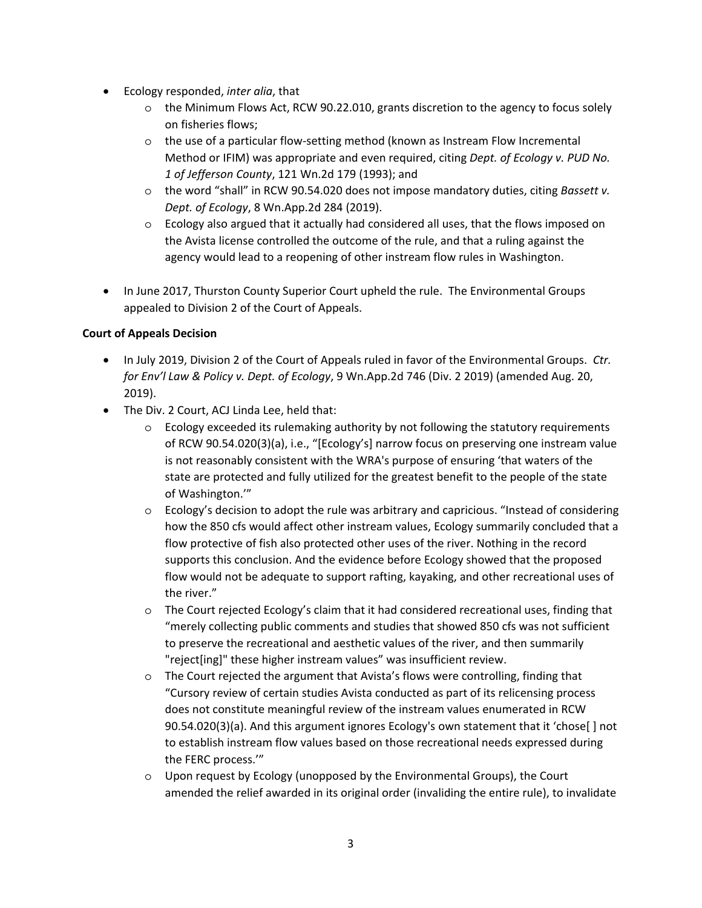- Ecology responded, *inter alia*, that
  - the Minimum Flows Act, RCW 90.22.010, grants discretion to the agency to focus solely on fisheries flows;
  - the use of a particular flow-setting method (known as Instream Flow Incremental Method or IFIM) was appropriate and even required, citing *Dept. of Ecology v. PUD No. 1 of Jefferson County*, 121 Wn.2d 179 (1993); and
  - the word "shall" in RCW 90.54.020 does not impose mandatory duties, citing *Bassett v. Dept. of Ecology*, 8 Wn.App.2d 284 (2019).
  - Ecology also argued that it actually had considered all uses, that the flows imposed on the Avista license controlled the outcome of the rule, and that a ruling against the agency would lead to a reopening of other instream flow rules in Washington.

- In June 2017, Thurston County Superior Court upheld the rule. The Environmental Groups appealed to Division 2 of the Court of Appeals.

**Court of Appeals Decision**

- In July 2019, Division 2 of the Court of Appeals ruled in favor of the Environmental Groups. *Ctr. for Env'l Law & Policy v. Dept. of Ecology*, 9 Wn.App.2d 746 (Div. 2 2019) (amended Aug. 20, 2019).
- The Div. 2 Court, ACJ Linda Lee, held that:
  - Ecology exceeded its rulemaking authority by not following the statutory requirements of RCW 90.54.020(3)(a), i.e., "[Ecology's] narrow focus on preserving one instream value is not reasonably consistent with the WRA's purpose of ensuring 'that waters of the state are protected and fully utilized for the greatest benefit to the people of the state of Washington.'"
  - Ecology's decision to adopt the rule was arbitrary and capricious. "Instead of considering how the 850 cfs would affect other instream values, Ecology summarily concluded that a flow protective of fish also protected other uses of the river. Nothing in the record supports this conclusion. And the evidence before Ecology showed that the proposed flow would not be adequate to support rafting, kayaking, and other recreational uses of the river."
  - The Court rejected Ecology's claim that it had considered recreational uses, finding that "merely collecting public comments and studies that showed 850 cfs was not sufficient to preserve the recreational and aesthetic values of the river, and then summarily "reject[ing]" these higher instream values" was insufficient review.
  - The Court rejected the argument that Avista's flows were controlling, finding that "Cursory review of certain studies Avista conducted as part of its relicensing process does not constitute meaningful review of the instream values enumerated in RCW 90.54.020(3)(a). And this argument ignores Ecology's own statement that it 'chose[ ] not to establish instream flow values based on those recreational needs expressed during the FERC process.'"
  - Upon request by Ecology (unopposed by the Environmental Groups), the Court amended the relief awarded in its original order (invaliding the entire rule), to invalidate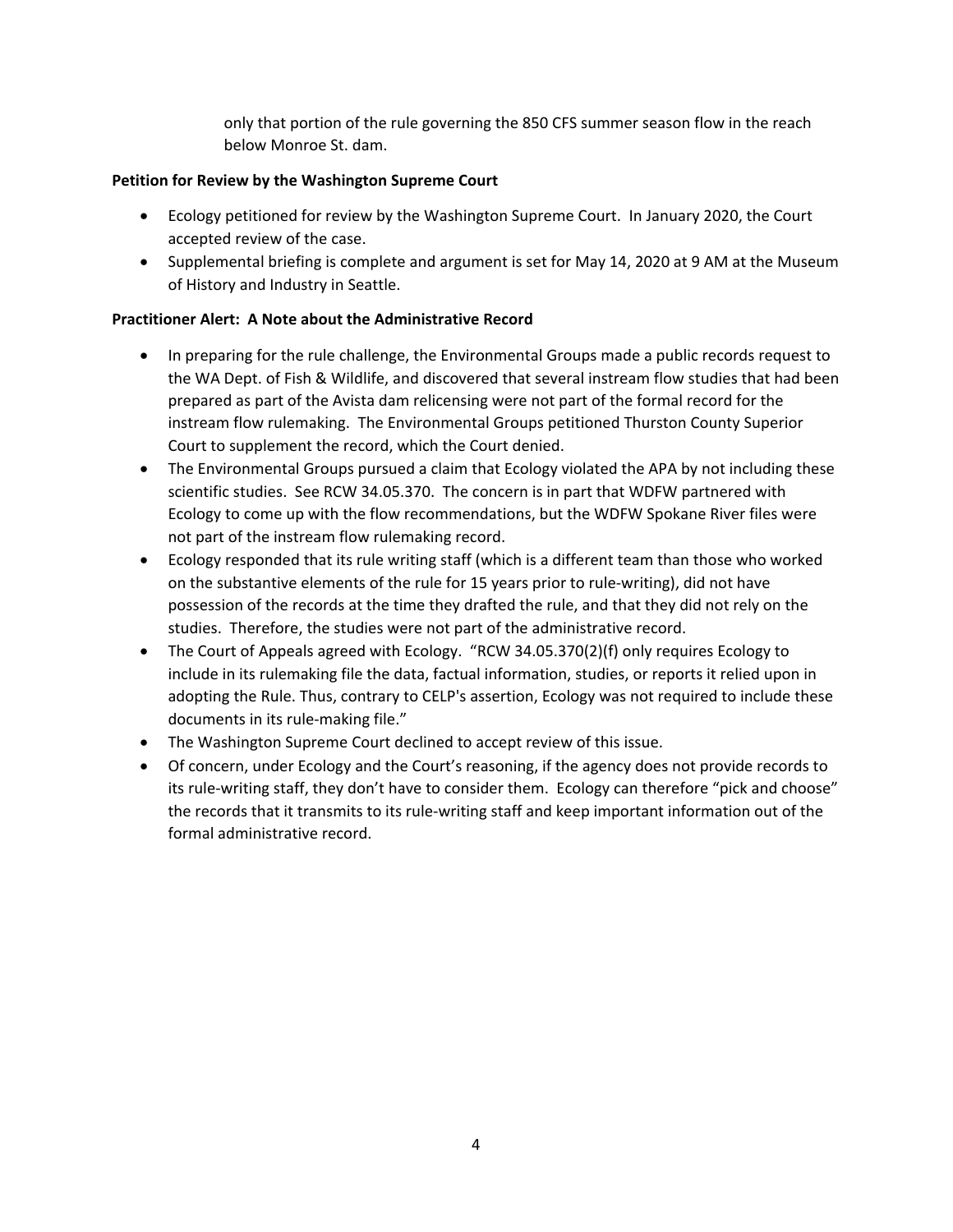only that portion of the rule governing the 850 CFS summer season flow in the reach below Monroe St. dam.

**Petition for Review by the Washington Supreme Court**

- Ecology petitioned for review by the Washington Supreme Court. In January 2020, the Court accepted review of the case.
- Supplemental briefing is complete and argument is set for May 14, 2020 at 9 AM at the Museum of History and Industry in Seattle.

**Practitioner Alert: A Note about the Administrative Record**

- In preparing for the rule challenge, the Environmental Groups made a public records request to the WA Dept. of Fish & Wildlife, and discovered that several instream flow studies that had been prepared as part of the Avista dam relicensing were not part of the formal record for the instream flow rulemaking. The Environmental Groups petitioned Thurston County Superior Court to supplement the record, which the Court denied.
- The Environmental Groups pursued a claim that Ecology violated the APA by not including these scientific studies. See RCW 34.05.370. The concern is in part that WDFW partnered with Ecology to come up with the flow recommendations, but the WDFW Spokane River files were not part of the instream flow rulemaking record.
- Ecology responded that its rule writing staff (which is a different team than those who worked on the substantive elements of the rule for 15 years prior to rule-writing), did not have possession of the records at the time they drafted the rule, and that they did not rely on the studies. Therefore, the studies were not part of the administrative record.
- The Court of Appeals agreed with Ecology. "RCW 34.05.370(2)(f) only requires Ecology to include in its rulemaking file the data, factual information, studies, or reports it relied upon in adopting the Rule. Thus, contrary to CELP's assertion, Ecology was not required to include these documents in its rule-making file."
- The Washington Supreme Court declined to accept review of this issue.
- Of concern, under Ecology and the Court's reasoning, if the agency does not provide records to its rule-writing staff, they don't have to consider them. Ecology can therefore "pick and choose" the records that it transmits to its rule-writing staff and keep important information out of the formal administrative record.